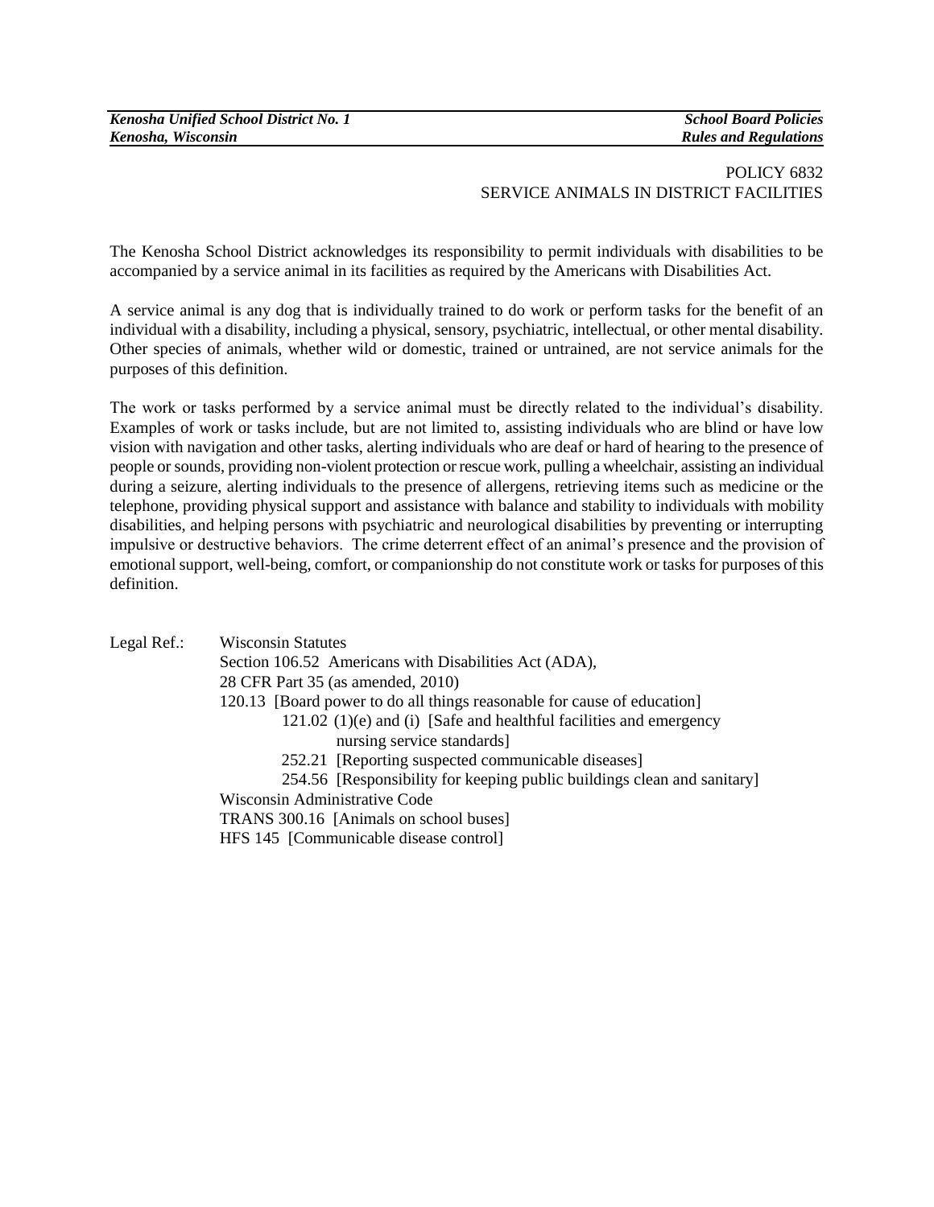# POLICY 6832
# SERVICE ANIMALS IN DISTRICT FACILITIES

The Kenosha School District acknowledges its responsibility to permit individuals with disabilities to be accompanied by a service animal in its facilities as required by the Americans with Disabilities Act.

A service animal is any dog that is individually trained to do work or perform tasks for the benefit of an individual with a disability, including a physical, sensory, psychiatric, intellectual, or other mental disability. Other species of animals, whether wild or domestic, trained or untrained, are not service animals for the purposes of this definition.

The work or tasks performed by a service animal must be directly related to the individual's disability. Examples of work or tasks include, but are not limited to, assisting individuals who are blind or have low vision with navigation and other tasks, alerting individuals who are deaf or hard of hearing to the presence of people or sounds, providing non-violent protection or rescue work, pulling a wheelchair, assisting an individual during a seizure, alerting individuals to the presence of allergens, retrieving items such as medicine or the telephone, providing physical support and assistance with balance and stability to individuals with mobility disabilities, and helping persons with psychiatric and neurological disabilities by preventing or interrupting impulsive or destructive behaviors. The crime deterrent effect of an animal's presence and the provision of emotional support, well-being, comfort, or companionship do not constitute work or tasks for purposes of this definition.

Legal Ref.: Wisconsin Statutes
- Section 106.52 Americans with Disabilities Act (ADA),
- 28 CFR Part 35 (as amended, 2010)
- 120.13 [Board power to do all things reasonable for cause of education]
  - 121.02 (1)(e) and (i) [Safe and healthful facilities and emergency nursing service standards]
  - 252.21 [Reporting suspected communicable diseases]
  - 254.56 [Responsibility for keeping public buildings clean and sanitary]

Wisconsin Administrative Code
- TRANS 300.16 [Animals on school buses]
- HFS 145 [Communicable disease control]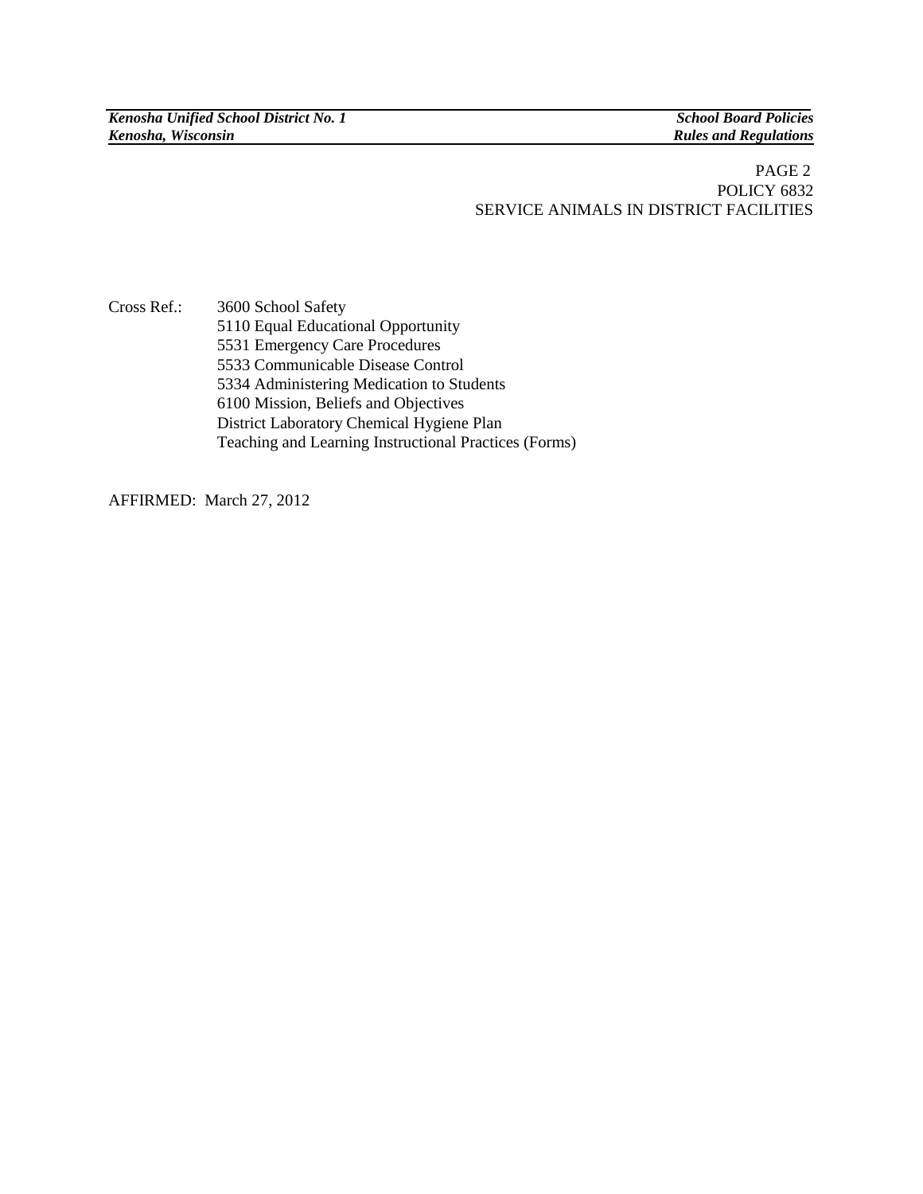Cross Ref.: 3600 School Safety
5110 Equal Educational Opportunity
5531 Emergency Care Procedures
5533 Communicable Disease Control
5334 Administering Medication to Students
6100 Mission, Beliefs and Objectives
District Laboratory Chemical Hygiene Plan
Teaching and Learning Instructional Practices (Forms)

AFFIRMED: March 27, 2012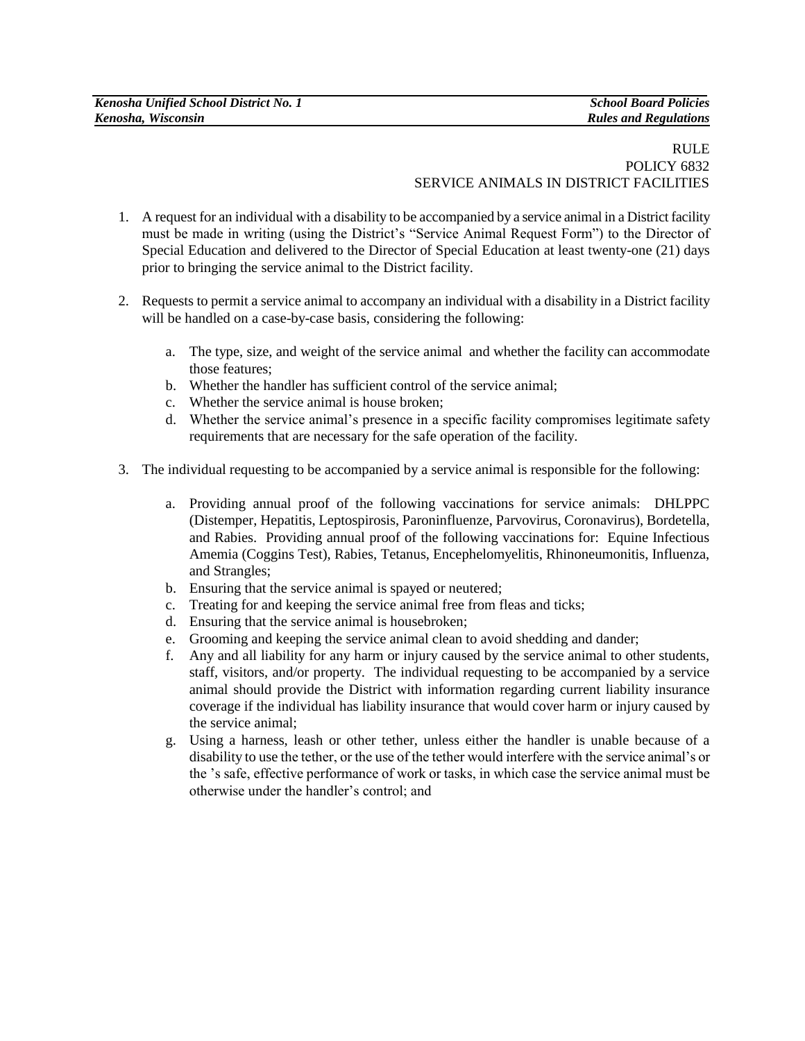RULE
POLICY 6832
SERVICE ANIMALS IN DISTRICT FACILITIES

1. A request for an individual with a disability to be accompanied by a service animal in a District facility must be made in writing (using the District's "Service Animal Request Form") to the Director of Special Education and delivered to the Director of Special Education at least twenty-one (21) days prior to bringing the service animal to the District facility.

2. Requests to permit a service animal to accompany an individual with a disability in a District facility will be handled on a case-by-case basis, considering the following:

    a. The type, size, and weight of the service animal and whether the facility can accommodate those features;
    b. Whether the handler has sufficient control of the service animal;
    c. Whether the service animal is house broken;
    d. Whether the service animal's presence in a specific facility compromises legitimate safety requirements that are necessary for the safe operation of the facility.

3. The individual requesting to be accompanied by a service animal is responsible for the following:

    a. Providing annual proof of the following vaccinations for service animals: DHLPPC (Distemper, Hepatitis, Leptospirosis, Paroninfluenze, Parvovirus, Coronavirus), Bordetella, and Rabies. Providing annual proof of the following vaccinations for: Equine Infectious Amemia (Coggins Test), Rabies, Tetanus, Encephelomyelitis, Rhinoneumonitis, Influenza, and Strangles;
    b. Ensuring that the service animal is spayed or neutered;
    c. Treating for and keeping the service animal free from fleas and ticks;
    d. Ensuring that the service animal is housebroken;
    e. Grooming and keeping the service animal clean to avoid shedding and dander;
    f. Any and all liability for any harm or injury caused by the service animal to other students, staff, visitors, and/or property. The individual requesting to be accompanied by a service animal should provide the District with information regarding current liability insurance coverage if the individual has liability insurance that would cover harm or injury caused by the service animal;
    g. Using a harness, leash or other tether, unless either the handler is unable because of a disability to use the tether, or the use of the tether would interfere with the service animal's or the 's safe, effective performance of work or tasks, in which case the service animal must be otherwise under the handler's control; and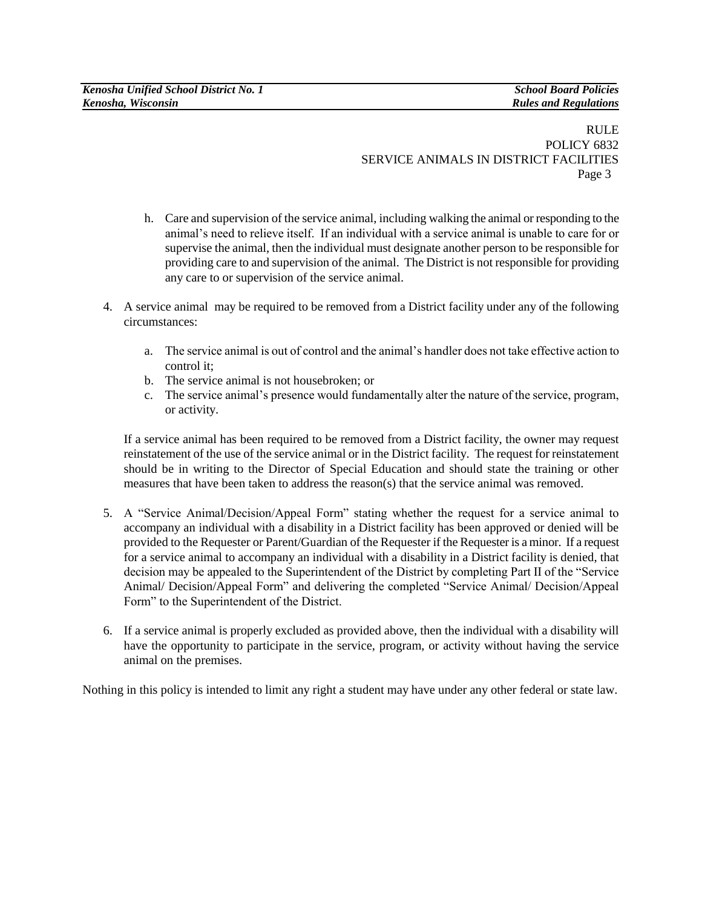h. Care and supervision of the service animal, including walking the animal or responding to the animal's need to relieve itself. If an individual with a service animal is unable to care for or supervise the animal, then the individual must designate another person to be responsible for providing care to and supervision of the animal. The District is not responsible for providing any care to or supervision of the service animal.

4. A service animal may be required to be removed from a District facility under any of the following circumstances:

   a. The service animal is out of control and the animal's handler does not take effective action to control it;
   b. The service animal is not housebroken; or
   c. The service animal's presence would fundamentally alter the nature of the service, program, or activity.

   If a service animal has been required to be removed from a District facility, the owner may request reinstatement of the use of the service animal or in the District facility. The request for reinstatement should be in writing to the Director of Special Education and should state the training or other measures that have been taken to address the reason(s) that the service animal was removed.

5. A "Service Animal/Decision/Appeal Form" stating whether the request for a service animal to accompany an individual with a disability in a District facility has been approved or denied will be provided to the Requester or Parent/Guardian of the Requester if the Requester is a minor. If a request for a service animal to accompany an individual with a disability in a District facility is denied, that decision may be appealed to the Superintendent of the District by completing Part II of the "Service Animal/ Decision/Appeal Form" and delivering the completed "Service Animal/ Decision/Appeal Form" to the Superintendent of the District.

6. If a service animal is properly excluded as provided above, then the individual with a disability will have the opportunity to participate in the service, program, or activity without having the service animal on the premises.

Nothing in this policy is intended to limit any right a student may have under any other federal or state law.